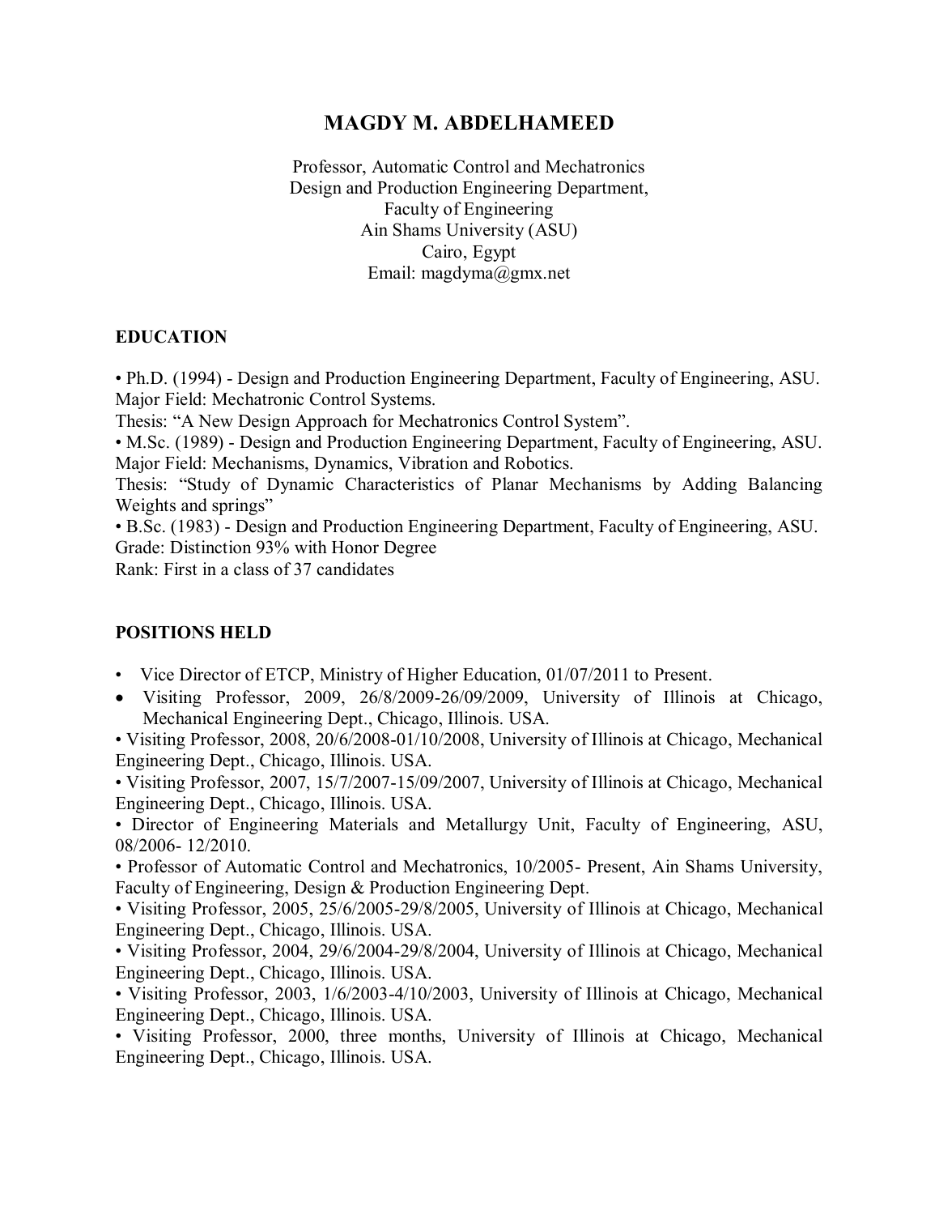# MAGDY M. ABDELHAMEED

Professor, Automatic Control and Mechatronics
Design and Production Engineering Department,
Faculty of Engineering
Ain Shams University (ASU)
Cairo, Egypt
Email: magdyma@gmx.net

## EDUCATION

• Ph.D. (1994) - Design and Production Engineering Department, Faculty of Engineering, ASU.
Major Field: Mechatronic Control Systems.
Thesis: "A New Design Approach for Mechatronics Control System".

• M.Sc. (1989) - Design and Production Engineering Department, Faculty of Engineering, ASU.
Major Field: Mechanisms, Dynamics, Vibration and Robotics.
Thesis: "Study of Dynamic Characteristics of Planar Mechanisms by Adding Balancing Weights and springs"

• B.Sc. (1983) - Design and Production Engineering Department, Faculty of Engineering, ASU.
Grade: Distinction 93% with Honor Degree
Rank: First in a class of 37 candidates

## POSITIONS HELD

- Vice Director of ETCP, Ministry of Higher Education, 01/07/2011 to Present.
- Visiting Professor, 2009, 26/8/2009-26/09/2009, University of Illinois at Chicago, Mechanical Engineering Dept., Chicago, Illinois. USA.
- Visiting Professor, 2008, 20/6/2008-01/10/2008, University of Illinois at Chicago, Mechanical Engineering Dept., Chicago, Illinois. USA.
- Visiting Professor, 2007, 15/7/2007-15/09/2007, University of Illinois at Chicago, Mechanical Engineering Dept., Chicago, Illinois. USA.
- Director of Engineering Materials and Metallurgy Unit, Faculty of Engineering, ASU, 08/2006- 12/2010.
- Professor of Automatic Control and Mechatronics, 10/2005- Present, Ain Shams University, Faculty of Engineering, Design & Production Engineering Dept.
- Visiting Professor, 2005, 25/6/2005-29/8/2005, University of Illinois at Chicago, Mechanical Engineering Dept., Chicago, Illinois. USA.
- Visiting Professor, 2004, 29/6/2004-29/8/2004, University of Illinois at Chicago, Mechanical Engineering Dept., Chicago, Illinois. USA.
- Visiting Professor, 2003, 1/6/2003-4/10/2003, University of Illinois at Chicago, Mechanical Engineering Dept., Chicago, Illinois. USA.
- Visiting Professor, 2000, three months, University of Illinois at Chicago, Mechanical Engineering Dept., Chicago, Illinois. USA.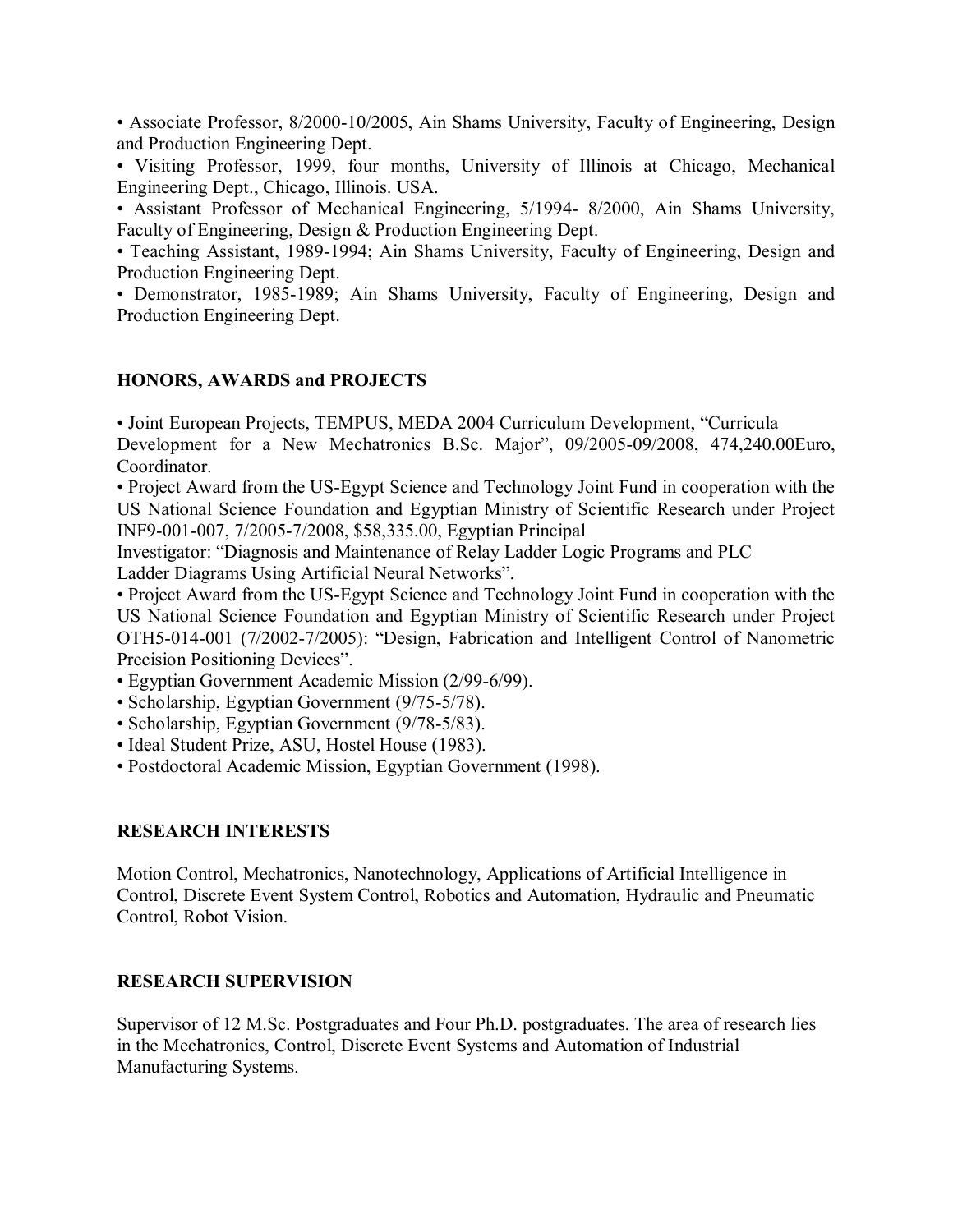- Associate Professor, 8/2000-10/2005, Ain Shams University, Faculty of Engineering, Design and Production Engineering Dept.
- Visiting Professor, 1999, four months, University of Illinois at Chicago, Mechanical Engineering Dept., Chicago, Illinois. USA.
- Assistant Professor of Mechanical Engineering, 5/1994- 8/2000, Ain Shams University, Faculty of Engineering, Design & Production Engineering Dept.
- Teaching Assistant, 1989-1994; Ain Shams University, Faculty of Engineering, Design and Production Engineering Dept.
- Demonstrator, 1985-1989; Ain Shams University, Faculty of Engineering, Design and Production Engineering Dept.

## HONORS, AWARDS and PROJECTS

- Joint European Projects, TEMPUS, MEDA 2004 Curriculum Development, "Curricula Development for a New Mechatronics B.Sc. Major", 09/2005-09/2008, 474,240.00Euro, Coordinator.
- Project Award from the US-Egypt Science and Technology Joint Fund in cooperation with the US National Science Foundation and Egyptian Ministry of Scientific Research under Project INF9-001-007, 7/2005-7/2008, $58,335.00, Egyptian Principal Investigator: "Diagnosis and Maintenance of Relay Ladder Logic Programs and PLC Ladder Diagrams Using Artificial Neural Networks".
- Project Award from the US-Egypt Science and Technology Joint Fund in cooperation with the US National Science Foundation and Egyptian Ministry of Scientific Research under Project OTH5-014-001 (7/2002-7/2005): "Design, Fabrication and Intelligent Control of Nanometric Precision Positioning Devices".
- Egyptian Government Academic Mission (2/99-6/99).
- Scholarship, Egyptian Government (9/75-5/78).
- Scholarship, Egyptian Government (9/78-5/83).
- Ideal Student Prize, ASU, Hostel House (1983).
- Postdoctoral Academic Mission, Egyptian Government (1998).

## RESEARCH INTERESTS

Motion Control, Mechatronics, Nanotechnology, Applications of Artificial Intelligence in Control, Discrete Event System Control, Robotics and Automation, Hydraulic and Pneumatic Control, Robot Vision.

## RESEARCH SUPERVISION

Supervisor of 12 M.Sc. Postgraduates and Four Ph.D. postgraduates. The area of research lies in the Mechatronics, Control, Discrete Event Systems and Automation of Industrial Manufacturing Systems.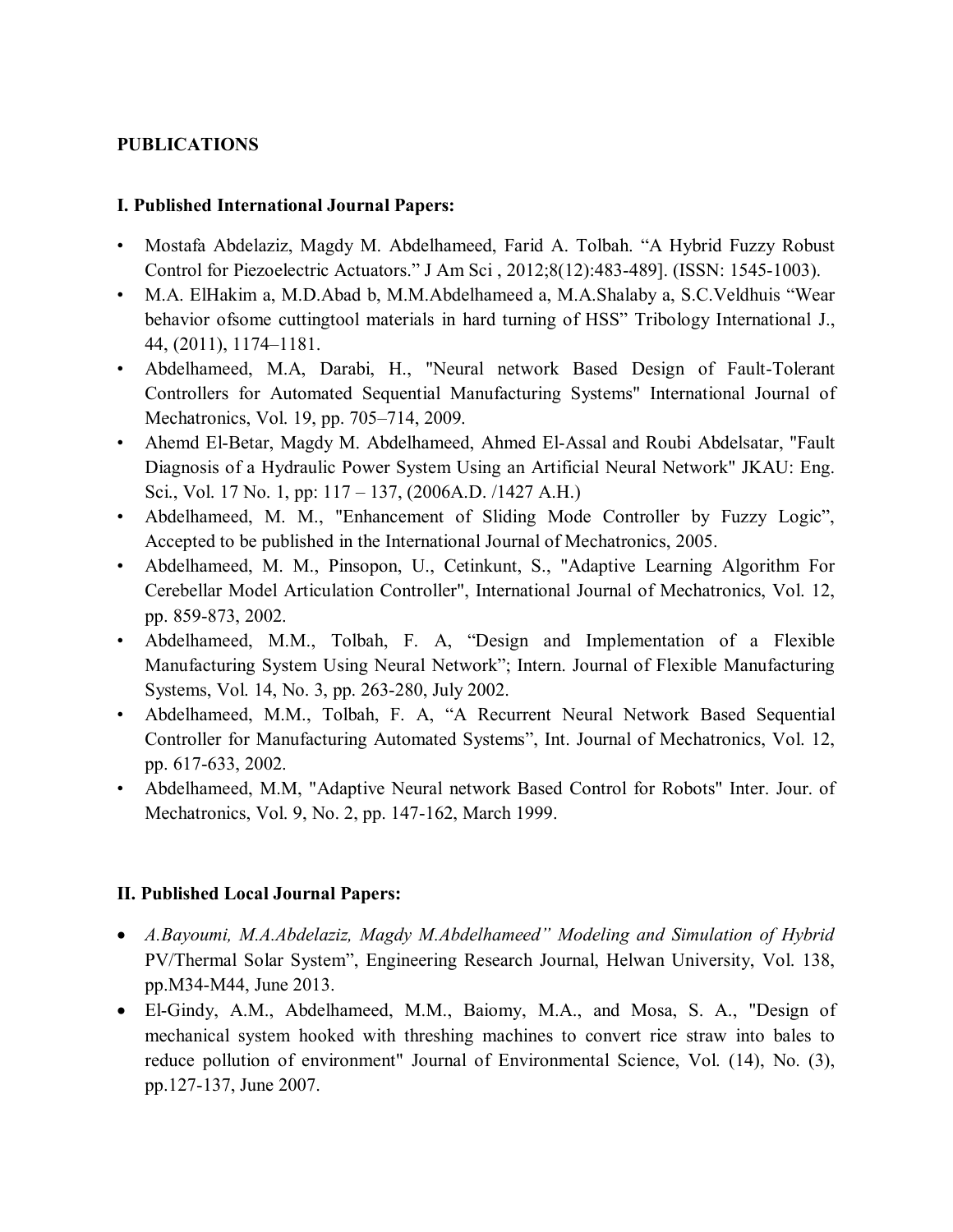**PUBLICATIONS**

**I. Published International Journal Papers:**

- Mostafa Abdelaziz, Magdy M. Abdelhameed, Farid A. Tolbah. “A Hybrid Fuzzy Robust Control for Piezoelectric Actuators.” J Am Sci , 2012;8(12):483-489]. (ISSN: 1545-1003).
- M.A. ElHakim a, M.D.Abad b, M.M.Abdelhameed a, M.A.Shalaby a, S.C.Veldhuis “Wear behavior ofsome cuttingtool materials in hard turning of HSS” Tribology International J., 44, (2011), 1174–1181.
- Abdelhameed, M.A, Darabi, H., "Neural network Based Design of Fault-Tolerant Controllers for Automated Sequential Manufacturing Systems" International Journal of Mechatronics, Vol. 19, pp. 705–714, 2009.
- Ahemd El-Betar, Magdy M. Abdelhameed, Ahmed El-Assal and Roubi Abdelsatar, "Fault Diagnosis of a Hydraulic Power System Using an Artificial Neural Network" JKAU: Eng. Sci., Vol. 17 No. 1, pp: 117 – 137, (2006A.D. /1427 A.H.)
- Abdelhameed, M. M., "Enhancement of Sliding Mode Controller by Fuzzy Logic”, Accepted to be published in the International Journal of Mechatronics, 2005.
- Abdelhameed, M. M., Pinsopon, U., Cetinkunt, S., "Adaptive Learning Algorithm For Cerebellar Model Articulation Controller", International Journal of Mechatronics, Vol. 12, pp. 859-873, 2002.
- Abdelhameed, M.M., Tolbah, F. A, “Design and Implementation of a Flexible Manufacturing System Using Neural Network”; Intern. Journal of Flexible Manufacturing Systems, Vol. 14, No. 3, pp. 263-280, July 2002.
- Abdelhameed, M.M., Tolbah, F. A, “A Recurrent Neural Network Based Sequential Controller for Manufacturing Automated Systems”, Int. Journal of Mechatronics, Vol. 12, pp. 617-633, 2002.
- Abdelhameed, M.M, "Adaptive Neural network Based Control for Robots" Inter. Jour. of Mechatronics, Vol. 9, No. 2, pp. 147-162, March 1999.

**II. Published Local Journal Papers:**

- *A.Bayoumi, M.A.Abdelaziz, Magdy M.Abdelhameed” Modeling and Simulation of Hybrid* PV/Thermal Solar System”, Engineering Research Journal, Helwan University, Vol. 138, pp.M34-M44, June 2013.
- El-Gindy, A.M., Abdelhameed, M.M., Baiomy, M.A., and Mosa, S. A., "Design of mechanical system hooked with threshing machines to convert rice straw into bales to reduce pollution of environment" Journal of Environmental Science, Vol. (14), No. (3), pp.127-137, June 2007.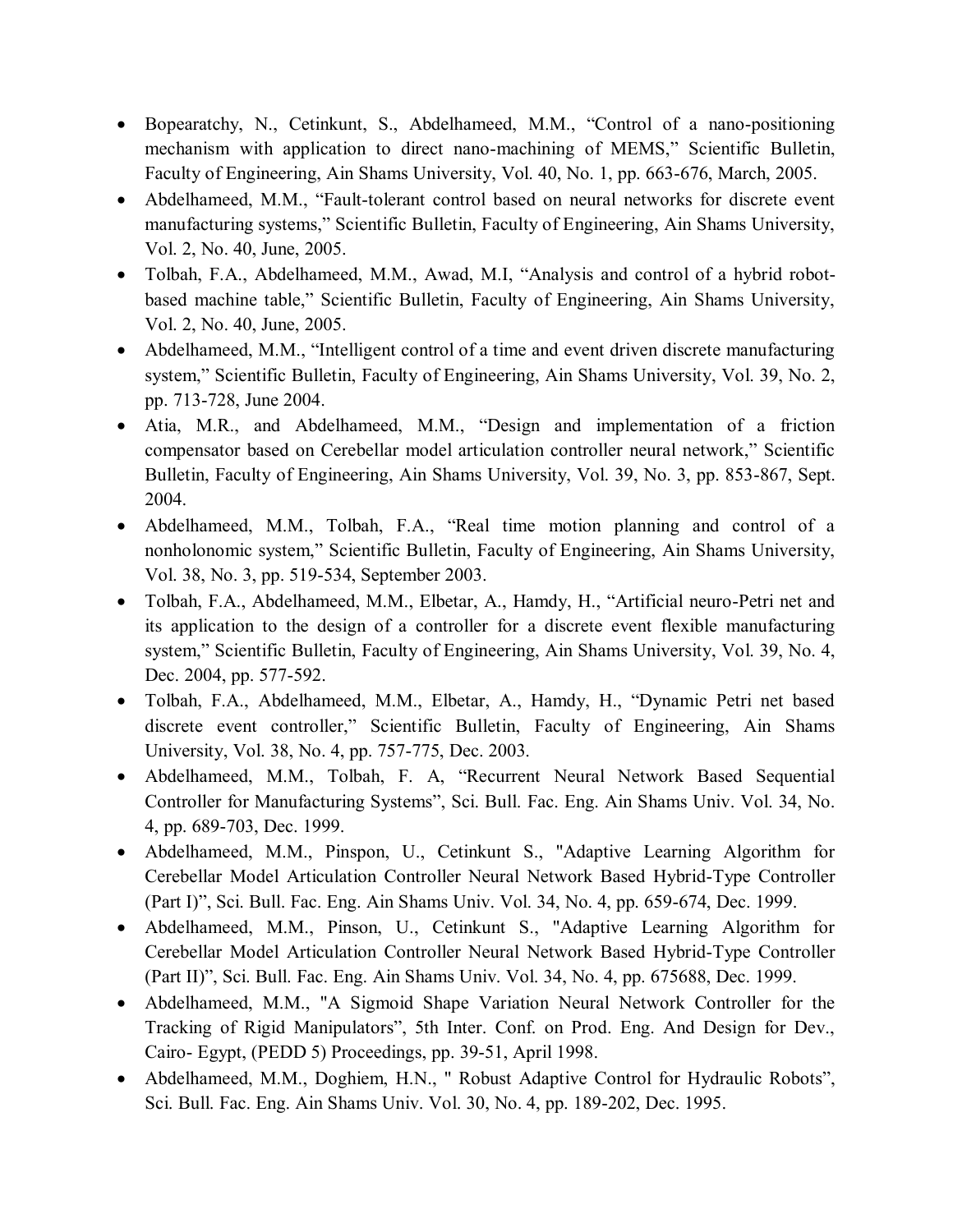- Bopearatchy, N., Cetinkunt, S., Abdelhameed, M.M., "Control of a nano-positioning mechanism with application to direct nano-machining of MEMS," Scientific Bulletin, Faculty of Engineering, Ain Shams University, Vol. 40, No. 1, pp. 663-676, March, 2005.
- Abdelhameed, M.M., "Fault-tolerant control based on neural networks for discrete event manufacturing systems," Scientific Bulletin, Faculty of Engineering, Ain Shams University, Vol. 2, No. 40, June, 2005.
- Tolbah, F.A., Abdelhameed, M.M., Awad, M.I, "Analysis and control of a hybrid robot-based machine table," Scientific Bulletin, Faculty of Engineering, Ain Shams University, Vol. 2, No. 40, June, 2005.
- Abdelhameed, M.M., "Intelligent control of a time and event driven discrete manufacturing system," Scientific Bulletin, Faculty of Engineering, Ain Shams University, Vol. 39, No. 2, pp. 713-728, June 2004.
- Atia, M.R., and Abdelhameed, M.M., "Design and implementation of a friction compensator based on Cerebellar model articulation controller neural network," Scientific Bulletin, Faculty of Engineering, Ain Shams University, Vol. 39, No. 3, pp. 853-867, Sept. 2004.
- Abdelhameed, M.M., Tolbah, F.A., "Real time motion planning and control of a nonholonomic system," Scientific Bulletin, Faculty of Engineering, Ain Shams University, Vol. 38, No. 3, pp. 519-534, September 2003.
- Tolbah, F.A., Abdelhameed, M.M., Elbetar, A., Hamdy, H., "Artificial neuro-Petri net and its application to the design of a controller for a discrete event flexible manufacturing system," Scientific Bulletin, Faculty of Engineering, Ain Shams University, Vol. 39, No. 4, Dec. 2004, pp. 577-592.
- Tolbah, F.A., Abdelhameed, M.M., Elbetar, A., Hamdy, H., "Dynamic Petri net based discrete event controller," Scientific Bulletin, Faculty of Engineering, Ain Shams University, Vol. 38, No. 4, pp. 757-775, Dec. 2003.
- Abdelhameed, M.M., Tolbah, F. A, "Recurrent Neural Network Based Sequential Controller for Manufacturing Systems", Sci. Bull. Fac. Eng. Ain Shams Univ. Vol. 34, No. 4, pp. 689-703, Dec. 1999.
- Abdelhameed, M.M., Pinspon, U., Cetinkunt S., "Adaptive Learning Algorithm for Cerebellar Model Articulation Controller Neural Network Based Hybrid-Type Controller (Part I)", Sci. Bull. Fac. Eng. Ain Shams Univ. Vol. 34, No. 4, pp. 659-674, Dec. 1999.
- Abdelhameed, M.M., Pinson, U., Cetinkunt S., "Adaptive Learning Algorithm for Cerebellar Model Articulation Controller Neural Network Based Hybrid-Type Controller (Part II)", Sci. Bull. Fac. Eng. Ain Shams Univ. Vol. 34, No. 4, pp. 675688, Dec. 1999.
- Abdelhameed, M.M., "A Sigmoid Shape Variation Neural Network Controller for the Tracking of Rigid Manipulators", 5th Inter. Conf. on Prod. Eng. And Design for Dev., Cairo- Egypt, (PEDD 5) Proceedings, pp. 39-51, April 1998.
- Abdelhameed, M.M., Doghiem, H.N., " Robust Adaptive Control for Hydraulic Robots", Sci. Bull. Fac. Eng. Ain Shams Univ. Vol. 30, No. 4, pp. 189-202, Dec. 1995.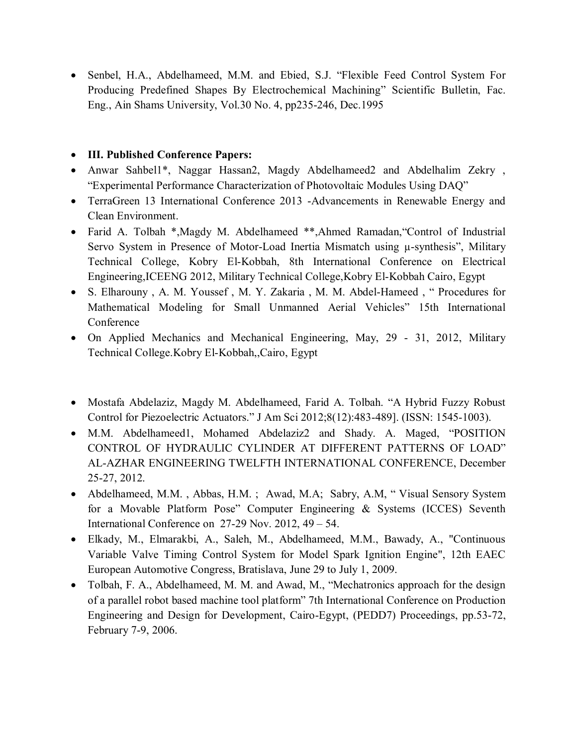- Senbel, H.A., Abdelhameed, M.M. and Ebied, S.J. "Flexible Feed Control System For Producing Predefined Shapes By Electrochemical Machining" Scientific Bulletin, Fac. Eng., Ain Shams University, Vol.30 No. 4, pp235-246, Dec.1995

- **III. Published Conference Papers:**
- Anwar Sahbel1*, Naggar Hassan2, Magdy Abdelhameed2 and Abdelhalim Zekry , "Experimental Performance Characterization of Photovoltaic Modules Using DAQ"
- TerraGreen 13 International Conference 2013 -Advancements in Renewable Energy and Clean Environment.
- Farid A. Tolbah *,Magdy M. Abdelhameed **,Ahmed Ramadan,"Control of Industrial Servo System in Presence of Motor-Load Inertia Mismatch using μ-synthesis", Military Technical College, Kobry El-Kobbah, 8th International Conference on Electrical Engineering,ICEENG 2012, Military Technical College,Kobry El-Kobbah Cairo, Egypt
- S. Elharouny , A. M. Youssef , M. Y. Zakaria , M. M. Abdel-Hameed , " Procedures for Mathematical Modeling for Small Unmanned Aerial Vehicles" 15th International Conference
- On Applied Mechanics and Mechanical Engineering, May, 29 - 31, 2012, Military Technical College.Kobry El-Kobbah,,Cairo, Egypt

- Mostafa Abdelaziz, Magdy M. Abdelhameed, Farid A. Tolbah. "A Hybrid Fuzzy Robust Control for Piezoelectric Actuators." J Am Sci 2012;8(12):483-489]. (ISSN: 1545-1003).
- M.M. Abdelhameed1, Mohamed Abdelaziz2 and Shady. A. Maged, "POSITION CONTROL OF HYDRAULIC CYLINDER AT DIFFERENT PATTERNS OF LOAD" AL-AZHAR ENGINEERING TWELFTH INTERNATIONAL CONFERENCE, December 25-27, 2012.
- Abdelhameed, M.M. , Abbas, H.M. ; Awad, M.A; Sabry, A.M, " Visual Sensory System for a Movable Platform Pose" Computer Engineering & Systems (ICCES) Seventh International Conference on 27-29 Nov. 2012, 49 – 54.
- Elkady, M., Elmarakbi, A., Saleh, M., Abdelhameed, M.M., Bawady, A., "Continuous Variable Valve Timing Control System for Model Spark Ignition Engine", 12th EAEC European Automotive Congress, Bratislava, June 29 to July 1, 2009.
- Tolbah, F. A., Abdelhameed, M. M. and Awad, M., "Mechatronics approach for the design of a parallel robot based machine tool platform" 7th International Conference on Production Engineering and Design for Development, Cairo-Egypt, (PEDD7) Proceedings, pp.53-72, February 7-9, 2006.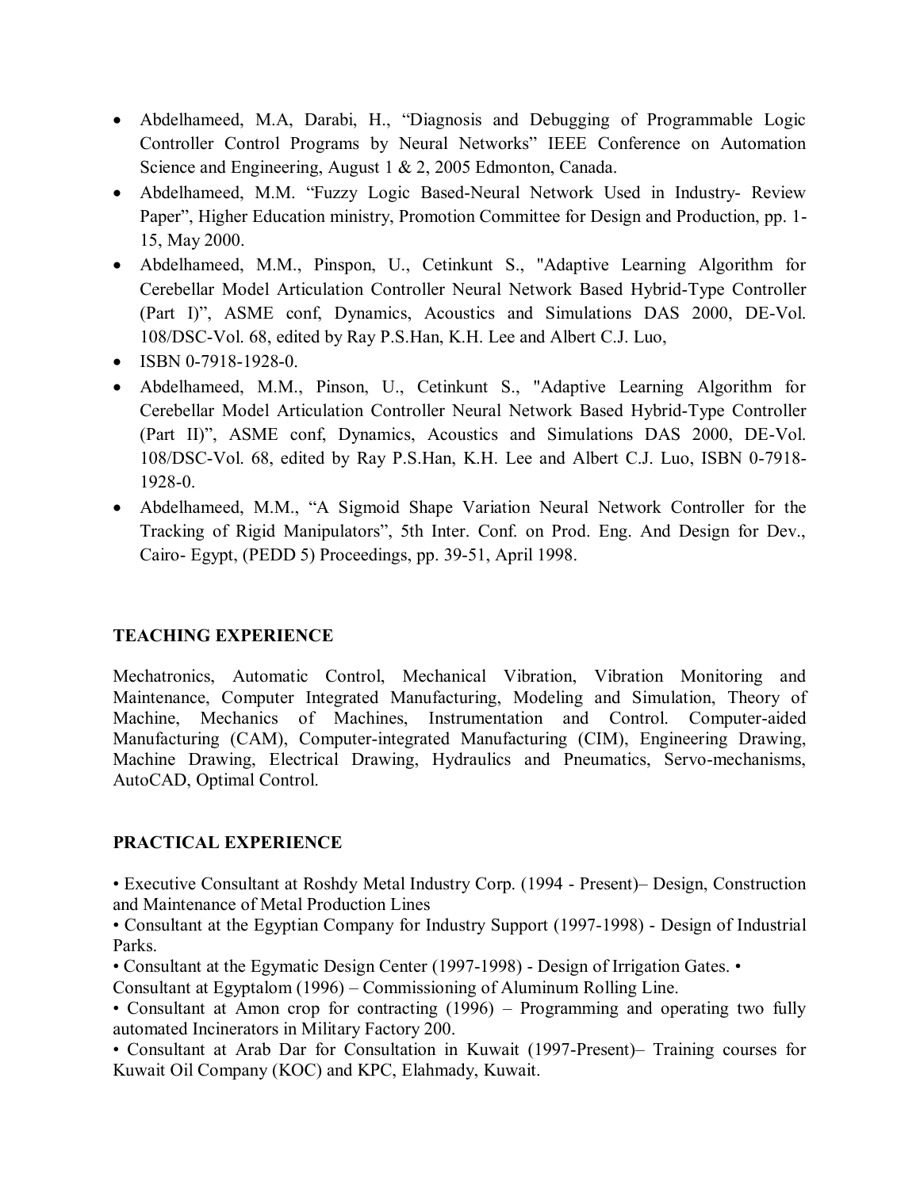- Abdelhameed, M.A, Darabi, H., “Diagnosis and Debugging of Programmable Logic Controller Control Programs by Neural Networks” IEEE Conference on Automation Science and Engineering, August 1 & 2, 2005 Edmonton, Canada.
- Abdelhameed, M.M. “Fuzzy Logic Based-Neural Network Used in Industry- Review Paper”, Higher Education ministry, Promotion Committee for Design and Production, pp. 1-15, May 2000.
- Abdelhameed, M.M., Pinspon, U., Cetinkunt S., "Adaptive Learning Algorithm for Cerebellar Model Articulation Controller Neural Network Based Hybrid-Type Controller (Part I)”, ASME conf, Dynamics, Acoustics and Simulations DAS 2000, DE-Vol. 108/DSC-Vol. 68, edited by Ray P.S.Han, K.H. Lee and Albert C.J. Luo,
- ISBN 0-7918-1928-0.
- Abdelhameed, M.M., Pinson, U., Cetinkunt S., "Adaptive Learning Algorithm for Cerebellar Model Articulation Controller Neural Network Based Hybrid-Type Controller (Part II)”, ASME conf, Dynamics, Acoustics and Simulations DAS 2000, DE-Vol. 108/DSC-Vol. 68, edited by Ray P.S.Han, K.H. Lee and Albert C.J. Luo, ISBN 0-7918-1928-0.
- Abdelhameed, M.M., “A Sigmoid Shape Variation Neural Network Controller for the Tracking of Rigid Manipulators”, 5th Inter. Conf. on Prod. Eng. And Design for Dev., Cairo- Egypt, (PEDD 5) Proceedings, pp. 39-51, April 1998.

## TEACHING EXPERIENCE

Mechatronics, Automatic Control, Mechanical Vibration, Vibration Monitoring and Maintenance, Computer Integrated Manufacturing, Modeling and Simulation, Theory of Machine, Mechanics of Machines, Instrumentation and Control. Computer-aided Manufacturing (CAM), Computer-integrated Manufacturing (CIM), Engineering Drawing, Machine Drawing, Electrical Drawing, Hydraulics and Pneumatics, Servo-mechanisms, AutoCAD, Optimal Control.

## PRACTICAL EXPERIENCE

• Executive Consultant at Roshdy Metal Industry Corp. (1994 - Present)– Design, Construction and Maintenance of Metal Production Lines

• Consultant at the Egyptian Company for Industry Support (1997-1998) - Design of Industrial Parks.

• Consultant at the Egymatic Design Center (1997-1998) - Design of Irrigation Gates.

• Consultant at Egyptalom (1996) – Commissioning of Aluminum Rolling Line.

• Consultant at Amon crop for contracting (1996) – Programming and operating two fully automated Incinerators in Military Factory 200.

• Consultant at Arab Dar for Consultation in Kuwait (1997-Present)– Training courses for Kuwait Oil Company (KOC) and KPC, Elahmady, Kuwait.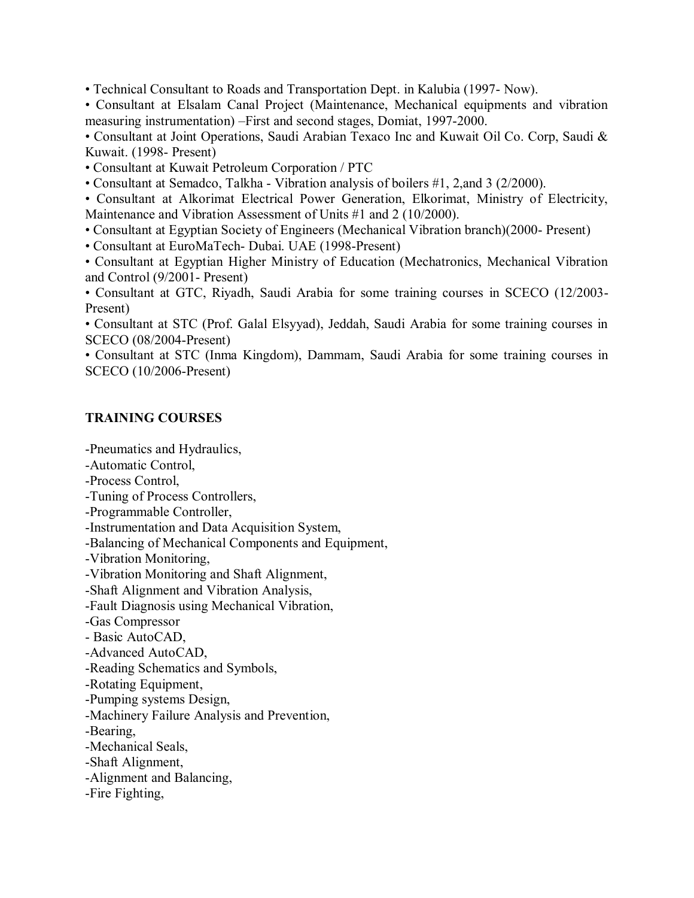- Technical Consultant to Roads and Transportation Dept. in Kalubia (1997- Now).
- Consultant at Elsalam Canal Project (Maintenance, Mechanical equipments and vibration measuring instrumentation) –First and second stages, Domiat, 1997-2000.
- Consultant at Joint Operations, Saudi Arabian Texaco Inc and Kuwait Oil Co. Corp, Saudi & Kuwait. (1998- Present)
- Consultant at Kuwait Petroleum Corporation / PTC
- Consultant at Semadco, Talkha - Vibration analysis of boilers #1, 2,and 3 (2/2000).
- Consultant at Alkorimat Electrical Power Generation, Elkorimat, Ministry of Electricity, Maintenance and Vibration Assessment of Units #1 and 2 (10/2000).
- Consultant at Egyptian Society of Engineers (Mechanical Vibration branch)(2000- Present)
- Consultant at EuroMaTech- Dubai. UAE (1998-Present)
- Consultant at Egyptian Higher Ministry of Education (Mechatronics, Mechanical Vibration and Control (9/2001- Present)
- Consultant at GTC, Riyadh, Saudi Arabia for some training courses in SCECO (12/2003-Present)
- Consultant at STC (Prof. Galal Elsyyad), Jeddah, Saudi Arabia for some training courses in SCECO (08/2004-Present)
- Consultant at STC (Inma Kingdom), Dammam, Saudi Arabia for some training courses in SCECO (10/2006-Present)

## TRAINING COURSES

-Pneumatics and Hydraulics,
-Automatic Control,
-Process Control,
-Tuning of Process Controllers,
-Programmable Controller,
-Instrumentation and Data Acquisition System,
-Balancing of Mechanical Components and Equipment,
-Vibration Monitoring,
-Vibration Monitoring and Shaft Alignment,
-Shaft Alignment and Vibration Analysis,
-Fault Diagnosis using Mechanical Vibration,
-Gas Compressor
- Basic AutoCAD,
-Advanced AutoCAD,
-Reading Schematics and Symbols,
-Rotating Equipment,
-Pumping systems Design,
-Machinery Failure Analysis and Prevention,
-Bearing,
-Mechanical Seals,
-Shaft Alignment,
-Alignment and Balancing,
-Fire Fighting,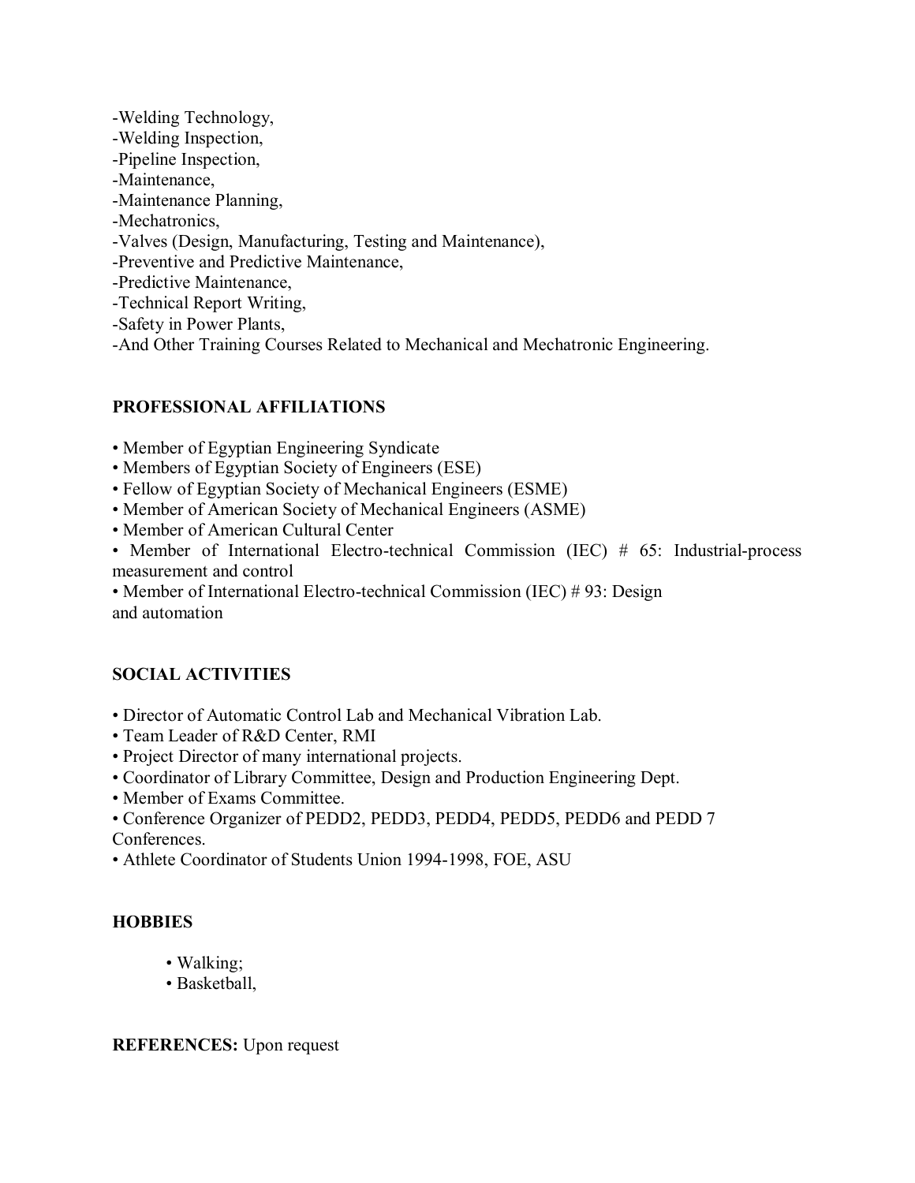-Welding Technology,
-Welding Inspection,
-Pipeline Inspection,
-Maintenance,
-Maintenance Planning,
-Mechatronics,
-Valves (Design, Manufacturing, Testing and Maintenance),
-Preventive and Predictive Maintenance,
-Predictive Maintenance,
-Technical Report Writing,
-Safety in Power Plants,
-And Other Training Courses Related to Mechanical and Mechatronic Engineering.

## PROFESSIONAL AFFILIATIONS

- Member of Egyptian Engineering Syndicate
- Members of Egyptian Society of Engineers (ESE)
- Fellow of Egyptian Society of Mechanical Engineers (ESME)
- Member of American Society of Mechanical Engineers (ASME)
- Member of American Cultural Center
- Member of International Electro-technical Commission (IEC) # 65: Industrial-process measurement and control
- Member of International Electro-technical Commission (IEC) # 93: Design and automation

## SOCIAL ACTIVITIES

- Director of Automatic Control Lab and Mechanical Vibration Lab.
- Team Leader of R&D Center, RMI
- Project Director of many international projects.
- Coordinator of Library Committee, Design and Production Engineering Dept.
- Member of Exams Committee.
- Conference Organizer of PEDD2, PEDD3, PEDD4, PEDD5, PEDD6 and PEDD 7 Conferences.
- Athlete Coordinator of Students Union 1994-1998, FOE, ASU

## HOBBIES

- Walking;
- Basketball,

**REFERENCES:** Upon request